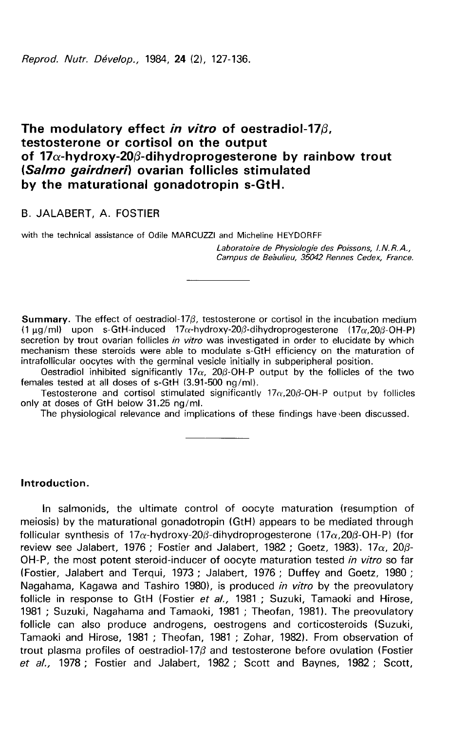# The modulatory effect *in vitro* of oestradiol-17$\beta$, testosterone or cortisol on the output of 17$\alpha$-hydroxy-20$\beta$-dihydroprogesterone by rainbow trout (*Salmo gairdneri*) ovarian follicles stimulated by the maturational gonadotropin s-GtH.

B. JALABERT, A. FOSTIER

with the technical assistance of Odile MARCUZZI and Micheline HEYDORFF

*Laboratoire de Physiologie des Poissons, I.N.R.A., Campus de Beaulieu, 35042 Rennes Cedex, France.*

---

**Summary.** The effect of oestradiol-17$\beta$, testosterone or cortisol in the incubation medium (1 µg/ml) upon s-GtH-induced 17$\alpha$-hydroxy-20$\beta$-dihydroprogesterone (17$\alpha$,20$\beta$-OH-P) secretion by trout ovarian follicles *in vitro* was investigated in order to elucidate by which mechanism these steroids were able to modulate s-GtH efficiency on the maturation of intrafollicular oocytes with the germinal vesicle initially in subperipheral position.

Oestradiol inhibited significantly 17$\alpha$, 20$\beta$-OH-P output by the follicles of the two females tested at all doses of s-GtH (3.91-500 ng/ml).

Testosterone and cortisol stimulated significantly 17$\alpha$,20$\beta$-OH-P output by follicles only at doses of GtH below 31.25 ng/ml.

The physiological relevance and implications of these findings have been discussed.

---

## Introduction.

In salmonids, the ultimate control of oocyte maturation (resumption of meiosis) by the maturational gonadotropin (GtH) appears to be mediated through follicular synthesis of 17$\alpha$-hydroxy-20$\beta$-dihydroprogesterone (17$\alpha$,20$\beta$-OH-P) (for review see Jalabert, 1976 ; Fostier and Jalabert, 1982 ; Goetz, 1983). 17$\alpha$, 20$\beta$-OH-P, the most potent steroid-inducer of oocyte maturation tested *in vitro* so far (Fostier, Jalabert and Terqui, 1973 ; Jalabert, 1976 ; Duffey and Goetz, 1980 ; Nagahama, Kagawa and Tashiro 1980), is produced *in vitro* by the preovulatory follicle in response to GtH (Fostier *et al.*, 1981 ; Suzuki, Tamaoki and Hirose, 1981 ; Suzuki, Nagahama and Tamaoki, 1981 ; Theofan, 1981). The preovulatory follicle can also produce androgens, oestrogens and corticosteroids (Suzuki, Tamaoki and Hirose, 1981 ; Theofan, 1981 ; Zohar, 1982). From observation of trout plasma profiles of oestradiol-17$\beta$ and testosterone before ovulation (Fostier *et al.*, 1978 ; Fostier and Jalabert, 1982 ; Scott and Baynes, 1982 ; Scott,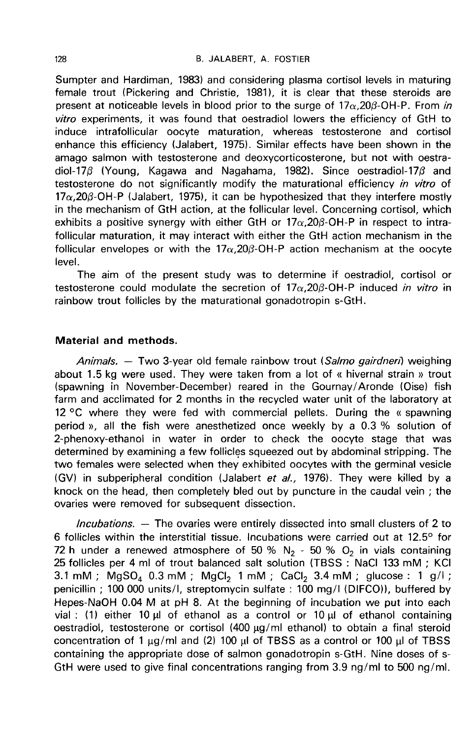Sumpter and Hardiman, 1983) and considering plasma cortisol levels in maturing female trout (Pickering and Christie, 1981), it is clear that these steroids are present at noticeable levels in blood prior to the surge of $17\alpha,20\beta$-OH-P. From *in vitro* experiments, it was found that oestradiol lowers the efficiency of GtH to induce intrafollicular oocyte maturation, whereas testosterone and cortisol enhance this efficiency (Jalabert, 1975). Similar effects have been shown in the amago salmon with testosterone and deoxycorticosterone, but not with oestradiol-$17\beta$ (Young, Kagawa and Nagahama, 1982). Since oestradiol-$17\beta$ and testosterone do not significantly modify the maturational efficiency *in vitro* of $17\alpha,20\beta$-OH-P (Jalabert, 1975), it can be hypothesized that they interfere mostly in the mechanism of GtH action, at the follicular level. Concerning cortisol, which exhibits a positive synergy with either GtH or $17\alpha,20\beta$-OH-P in respect to intrafollicular maturation, it may interact with either the GtH action mechanism in the follicular envelopes or with the $17\alpha,20\beta$-OH-P action mechanism at the oocyte level.

The aim of the present study was to determine if oestradiol, cortisol or testosterone could modulate the secretion of $17\alpha,20\beta$-OH-P induced *in vitro* in rainbow trout follicles by the maturational gonadotropin s-GtH.

## Material and methods.

*Animals.* — Two 3-year old female rainbow trout (*Salmo gairdneri*) weighing about 1.5 kg were used. They were taken from a lot of « hivernal strain » trout (spawning in November-December) reared in the Gournay/Aronde (Oise) fish farm and acclimated for 2 months in the recycled water unit of the laboratory at 12 °C where they were fed with commercial pellets. During the « spawning period », all the fish were anesthetized once weekly by a 0.3 % solution of 2-phenoxy-ethanol in water in order to check the oocyte stage that was determined by examining a few follicles squeezed out by abdominal stripping. The two females were selected when they exhibited oocytes with the germinal vesicle (GV) in subperipheral condition (Jalabert *et al.*, 1976). They were killed by a knock on the head, then completely bled out by puncture in the caudal vein ; the ovaries were removed for subsequent dissection.

*Incubations.* — The ovaries were entirely dissected into small clusters of 2 to 6 follicles within the interstitial tissue. Incubations were carried out at 12.5° for 72 h under a renewed atmosphere of 50 % $N_2$ - 50 % $O_2$ in vials containing 25 follicles per 4 ml of trout balanced salt solution (TBSS : NaCl 133 mM ; KCl 3.1 mM ; $MgSO_4$ 0.3 mM ; $MgCl_2$ 1 mM ; $CaCl_2$ 3.4 mM ; glucose : 1 g/l ; penicillin ; 100 000 units/l, streptomycin sulfate : 100 mg/l (DIFCO)), buffered by Hepes-NaOH 0.04 M at pH 8. At the beginning of incubation we put into each vial : (1) either 10 µl of ethanol as a control or 10 µl of ethanol containing oestradiol, testosterone or cortisol (400 µg/ml ethanol) to obtain a final steroid concentration of 1 µg/ml and (2) 100 µl of TBSS as a control or 100 µl of TBSS containing the appropriate dose of salmon gonadotropin s-GtH. Nine doses of s-GtH were used to give final concentrations ranging from 3.9 ng/ml to 500 ng/ml.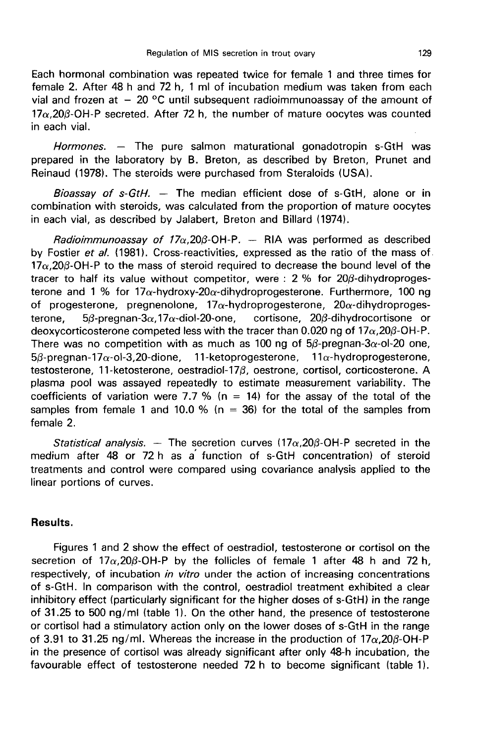Each hormonal combination was repeated twice for female 1 and three times for female 2. After 48 h and 72 h, 1 ml of incubation medium was taken from each vial and frozen at − 20 °C until subsequent radioimmunoassay of the amount of 17α,20β-OH-P secreted. After 72 h, the number of mature oocytes was counted in each vial.

*Hormones.* — The pure salmon maturational gonadotropin s-GtH was prepared in the laboratory by B. Breton, as described by Breton, Prunet and Reinaud (1978). The steroids were purchased from Steraloids (USA).

*Bioassay of s-GtH.* — The median efficient dose of s-GtH, alone or in combination with steroids, was calculated from the proportion of mature oocytes in each vial, as described by Jalabert, Breton and Billard (1974).

*Radioimmunoassay of 17α,20β-OH-P.* — RIA was performed as described by Fostier *et al.* (1981). Cross-reactivities, expressed as the ratio of the mass of 17α,20β-OH-P to the mass of steroid required to decrease the bound level of the tracer to half its value without competitor, were : 2 % for 20β-dihydroprogesterone and 1 % for 17α-hydroxy-20α-dihydroprogesterone. Furthermore, 100 ng of progesterone, pregnenolone, 17α-hydroprogesterone, 20α-dihydroprogesterone, 5β-pregnan-3α,17α-diol-20-one, cortisone, 20β-dihydrocortisone or deoxycorticosterone competed less with the tracer than 0.020 ng of 17α,20β-OH-P. There was no competition with as much as 100 ng of 5β-pregnan-3α-ol-20 one, 5β-pregnan-17α-ol-3,20-dione, 11-ketoprogesterone, 11α-hydroprogesterone, testosterone, 11-ketosterone, oestradiol-17β, oestrone, cortisol, corticosterone. A plasma pool was assayed repeatedly to estimate measurement variability. The coefficients of variation were 7.7 % ($n = 14$) for the assay of the total of the samples from female 1 and 10.0 % ($n = 36$) for the total of the samples from female 2.

*Statistical analysis.* — The secretion curves (17α,20β-OH-P secreted in the medium after 48 or 72 h as a function of s-GtH concentration) of steroid treatments and control were compared using covariance analysis applied to the linear portions of curves.

## Results.

Figures 1 and 2 show the effect of oestradiol, testosterone or cortisol on the secretion of 17α,20β-OH-P by the follicles of female 1 after 48 h and 72 h, respectively, of incubation *in vitro* under the action of increasing concentrations of s-GtH. In comparison with the control, oestradiol treatment exhibited a clear inhibitory effect (particularly significant for the higher doses of s-GtH) in the range of 31.25 to 500 ng/ml (table 1). On the other hand, the presence of testosterone or cortisol had a stimulatory action only on the lower doses of s-GtH in the range of 3.91 to 31.25 ng/ml. Whereas the increase in the production of 17α,20β-OH-P in the presence of cortisol was already significant after only 48-h incubation, the favourable effect of testosterone needed 72 h to become significant (table 1).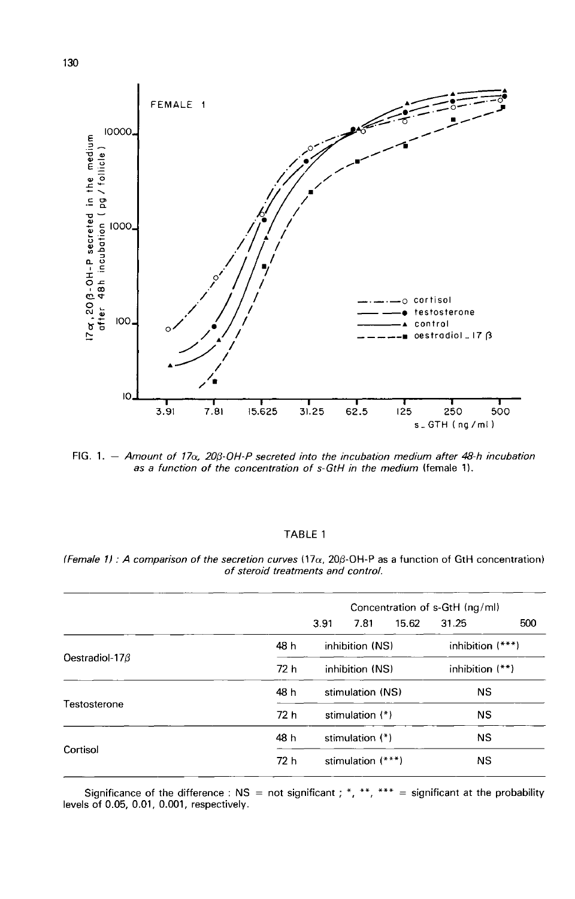FEMALE 1

17α, 20β-OH-P secreted in the medium after 48 h incubation ( pg / follicle )

10000

1000

100

10

cortisol

testosterone

control

oestradiol _ 17 β

3.91 7.81 15.625 31.25 62.5 125 250 500

s _ GTH ( ng / ml )

FIG. 1. — *Amount of 17α, 20β-OH-P secreted into the incubation medium after 48-h incubation as a function of the concentration of s-GtH in the medium* (female 1).

TABLE 1

*(Female 1) : A comparison of the secretion curves* (17α, 20β-OH-P as a function of GtH concentration) *of steroid treatments and control.*

| | | Concentration of s-GtH (ng/ml) 3.91 7.81 15.62 | 31.25 500 |
|---|---|---|---|
| Oestradiol-17β | 48 h | inhibition (NS) | inhibition (***) |
| | 72 h | inhibition (NS) | inhibition (**) |
| Testosterone | 48 h | stimulation (NS) | NS |
| | 72 h | stimulation (*) | NS |
| Cortisol | 48 h | stimulation (*) | NS |
| | 72 h | stimulation (***) | NS |

Significance of the difference : NS = not significant ; *, **, *** = significant at the probability levels of 0.05, 0.01, 0.001, respectively.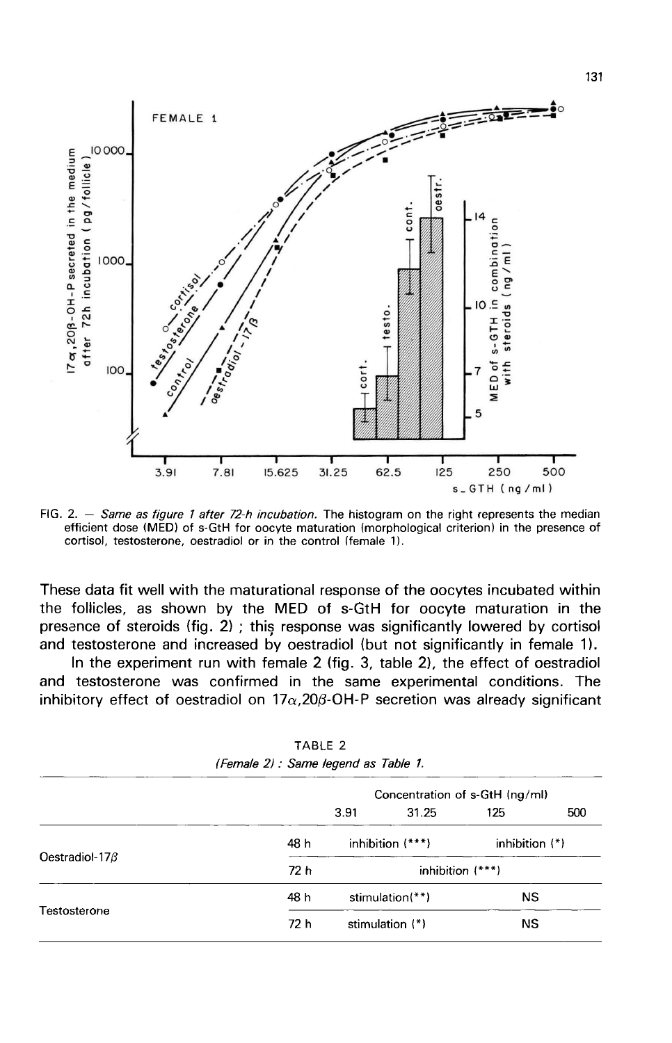FEMALE 1

17α,20β-OH-P secreted in the medium after 72h incubation ( pg/follicle )

10 000

1000

100

cortisol

testosterone

control

oestradiol-17β

cort.

testo.

cont.

oestr.

14

10

7

5

MED of s-GTH in combination with steroids ( ng/ml )

3.91 7.81 15.625 31.25 62.5 125 250 500

s-GTH ( ng/ml )

FIG. 2. — *Same as figure 1 after 72-h incubation.* The histogram on the right represents the median efficient dose (MED) of s-GtH for oocyte maturation (morphological criterion) in the presence of cortisol, testosterone, oestradiol or in the control (female 1).

These data fit well with the maturational response of the oocytes incubated within the follicles, as shown by the MED of s-GtH for oocyte maturation in the presence of steroids (fig. 2) ; this response was significantly lowered by cortisol and testosterone and increased by oestradiol (but not significantly in female 1).

In the experiment run with female 2 (fig. 3, table 2), the effect of oestradiol and testosterone was confirmed in the same experimental conditions. The inhibitory effect of oestradiol on 17α,20β-OH-P secretion was already significant

TABLE 2

*(Female 2) : Same legend as Table 1.*

| | | Concentration of s-GtH (ng/ml) | | | |
|---|---|---|---|---|---|
| | | 3.91 | 31.25 | 125 | 500 |
| Oestradiol-17β | 48 h | inhibition (***) | | inhibition (*) | |
| | 72 h | inhibition (***) | | | |
| Testosterone | 48 h | stimulation(**) | | NS | |
| | 72 h | stimulation (*) | | NS | |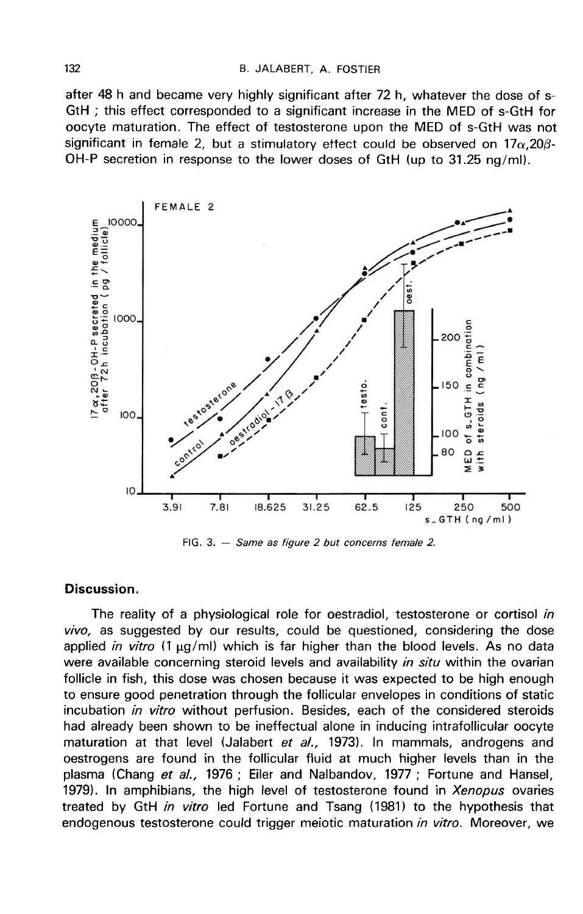after 48 h and became very highly significant after 72 h, whatever the dose of s-GtH ; this effect corresponded to a significant increase in the MED of s-GtH for oocyte maturation. The effect of testosterone upon the MED of s-GtH was not significant in female 2, but a stimulatory effect could be observed on $17\alpha,20\beta$-OH-P secretion in response to the lower doses of GtH (up to 31.25 ng/ml).

FEMALE 2

$17\alpha,20\beta$-OH-P secreted in the medium after 72h incubation ( pg / follicle)

10000
1000
100
10

testosterone
control
oestradiol-17 β

testo.
cont.
oest.

200
150
100
80

MED of s_GTH in combination with steroids ( ng / ml )

3.91
7.81
18.625
31.25
62.5
125
250
500

s_GTH ( ng / ml )

FIG. 3. — *Same as figure 2 but concerns female 2.*

## Discussion.

The reality of a physiological role for oestradiol, testosterone or cortisol *in vivo*, as suggested by our results, could be questioned, considering the dose applied *in vitro* (1 µg/ml) which is far higher than the blood levels. As no data were available concerning steroid levels and availability *in situ* within the ovarian follicle in fish, this dose was chosen because it was expected to be high enough to ensure good penetration through the follicular envelopes in conditions of static incubation *in vitro* without perfusion. Besides, each of the considered steroids had already been shown to be ineffectual alone in inducing intrafollicular oocyte maturation at that level (Jalabert *et al.*, 1973). In mammals, androgens and oestrogens are found in the follicular fluid at much higher levels than in the plasma (Chang *et al.*, 1976 ; Eiler and Nalbandov, 1977 ; Fortune and Hansel, 1979). In amphibians, the high level of testosterone found in *Xenopus* ovaries treated by GtH *in vitro* led Fortune and Tsang (1981) to the hypothesis that endogenous testosterone could trigger meiotic maturation *in vitro*. Moreover, we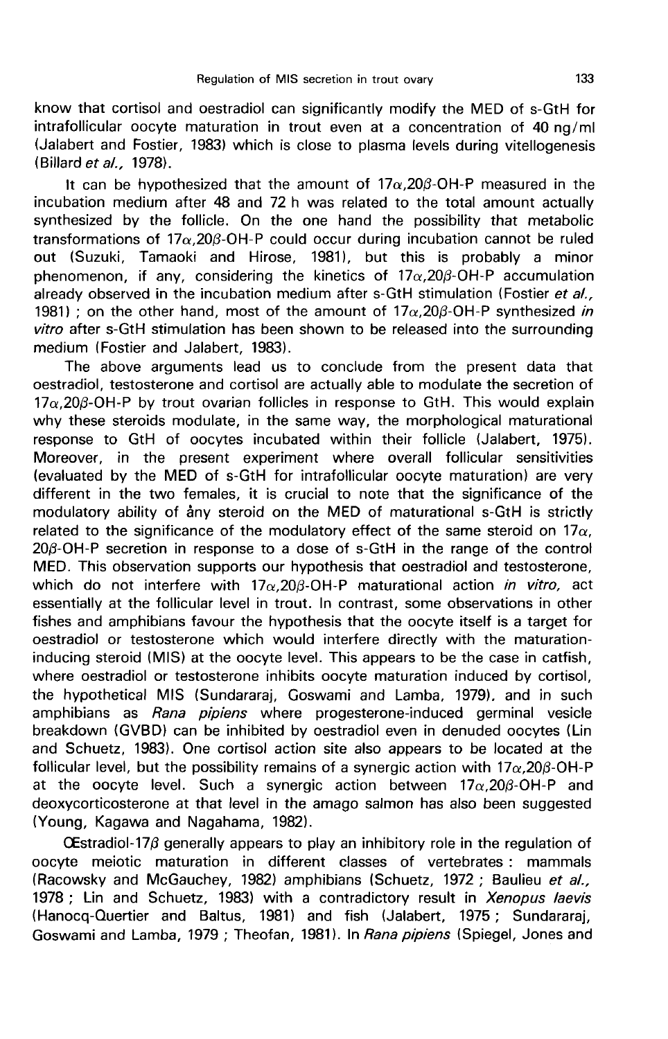know that cortisol and oestradiol can significantly modify the MED of s-GtH for intrafollicular oocyte maturation in trout even at a concentration of 40 ng/ml (Jalabert and Fostier, 1983) which is close to plasma levels during vitellogenesis (Billard *et al.,* 1978).

It can be hypothesized that the amount of $17\alpha,20\beta$-OH-P measured in the incubation medium after 48 and 72 h was related to the total amount actually synthesized by the follicle. On the one hand the possibility that metabolic transformations of $17\alpha,20\beta$-OH-P could occur during incubation cannot be ruled out (Suzuki, Tamaoki and Hirose, 1981), but this is probably a minor phenomenon, if any, considering the kinetics of $17\alpha,20\beta$-OH-P accumulation already observed in the incubation medium after s-GtH stimulation (Fostier *et al.,* 1981) ; on the other hand, most of the amount of $17\alpha,20\beta$-OH-P synthesized *in vitro* after s-GtH stimulation has been shown to be released into the surrounding medium (Fostier and Jalabert, 1983).

The above arguments lead us to conclude from the present data that oestradiol, testosterone and cortisol are actually able to modulate the secretion of $17\alpha,20\beta$-OH-P by trout ovarian follicles in response to GtH. This would explain why these steroids modulate, in the same way, the morphological maturational response to GtH of oocytes incubated within their follicle (Jalabert, 1975). Moreover, in the present experiment where overall follicular sensitivities (evaluated by the MED of s-GtH for intrafollicular oocyte maturation) are very different in the two females, it is crucial to note that the significance of the modulatory ability of any steroid on the MED of maturational s-GtH is strictly related to the significance of the modulatory effect of the same steroid on $17\alpha,20\beta$-OH-P secretion in response to a dose of s-GtH in the range of the control MED. This observation supports our hypothesis that oestradiol and testosterone, which do not interfere with $17\alpha,20\beta$-OH-P maturational action *in vitro,* act essentially at the follicular level in trout. In contrast, some observations in other fishes and amphibians favour the hypothesis that the oocyte itself is a target for oestradiol or testosterone which would interfere directly with the maturation-inducing steroid (MIS) at the oocyte level. This appears to be the case in catfish, where oestradiol or testosterone inhibits oocyte maturation induced by cortisol, the hypothetical MIS (Sundararaj, Goswami and Lamba, 1979), and in such amphibians as *Rana pipiens* where progesterone-induced germinal vesicle breakdown (GVBD) can be inhibited by oestradiol even in denuded oocytes (Lin and Schuetz, 1983). One cortisol action site also appears to be located at the follicular level, but the possibility remains of a synergic action with $17\alpha,20\beta$-OH-P at the oocyte level. Such a synergic action between $17\alpha,20\beta$-OH-P and deoxycorticosterone at that level in the amago salmon has also been suggested (Young, Kagawa and Nagahama, 1982).

Œstradiol-$17\beta$ generally appears to play an inhibitory role in the regulation of oocyte meiotic maturation in different classes of vertebrates : mammals (Racowsky and McGauchey, 1982) amphibians (Schuetz, 1972 ; Baulieu *et al.,* 1978 ; Lin and Schuetz, 1983) with a contradictory result in *Xenopus laevis* (Hanocq-Quertier and Baltus, 1981) and fish (Jalabert, 1975 ; Sundararaj, Goswami and Lamba, 1979 ; Theofan, 1981). In *Rana pipiens* (Spiegel, Jones and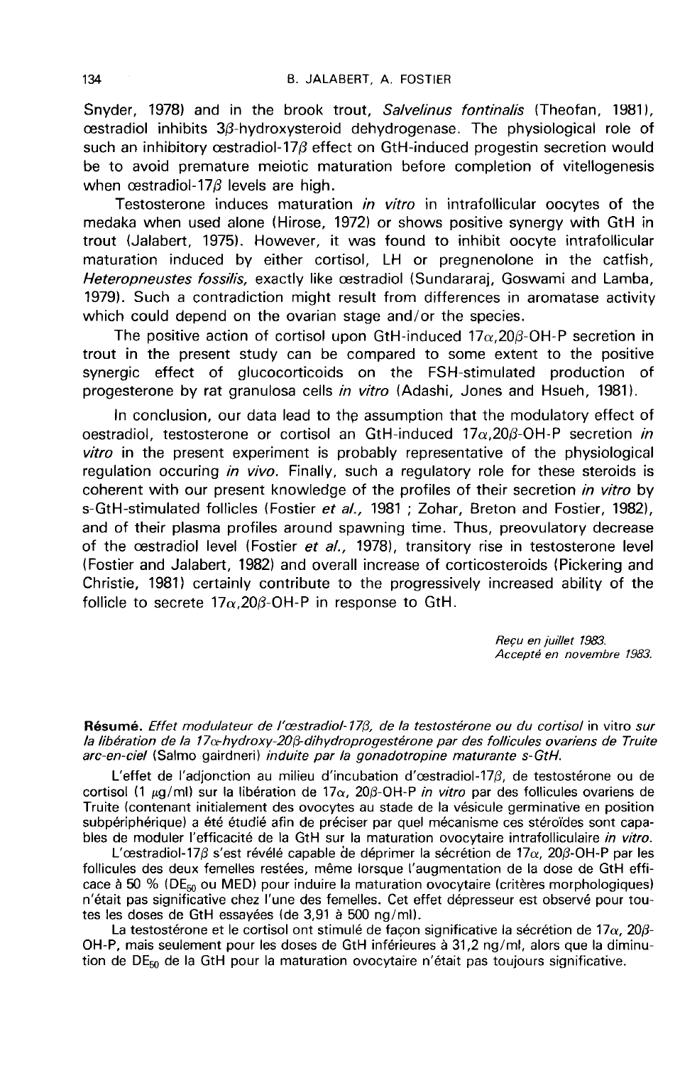Snyder, 1978) and in the brook trout, *Salvelinus fontinalis* (Theofan, 1981), œstradiol inhibits 3$\beta$-hydroxysteroid dehydrogenase. The physiological role of such an inhibitory œstradiol-17$\beta$ effect on GtH-induced progestin secretion would be to avoid premature meiotic maturation before completion of vitellogenesis when œstradiol-17$\beta$ levels are high.

Testosterone induces maturation *in vitro* in intrafollicular oocytes of the medaka when used alone (Hirose, 1972) or shows positive synergy with GtH in trout (Jalabert, 1975). However, it was found to inhibit oocyte intrafollicular maturation induced by either cortisol, LH or pregnenolone in the catfish, *Heteropneustes fossilis*, exactly like œstradiol (Sundararaj, Goswami and Lamba, 1979). Such a contradiction might result from differences in aromatase activity which could depend on the ovarian stage and/or the species.

The positive action of cortisol upon GtH-induced 17$\alpha$,20$\beta$-OH-P secretion in trout in the present study can be compared to some extent to the positive synergic effect of glucocorticoids on the FSH-stimulated production of progesterone by rat granulosa cells *in vitro* (Adashi, Jones and Hsueh, 1981).

In conclusion, our data lead to the assumption that the modulatory effect of oestradiol, testosterone or cortisol an GtH-induced 17$\alpha$,20$\beta$-OH-P secretion *in vitro* in the present experiment is probably representative of the physiological regulation occuring *in vivo*. Finally, such a regulatory role for these steroids is coherent with our present knowledge of the profiles of their secretion *in vitro* by s-GtH-stimulated follicles (Fostier *et al.*, 1981 ; Zohar, Breton and Fostier, 1982), and of their plasma profiles around spawning time. Thus, preovulatory decrease of the œstradiol level (Fostier *et al.*, 1978), transitory rise in testosterone level (Fostier and Jalabert, 1982) and overall increase of corticosteroids (Pickering and Christie, 1981) certainly contribute to the progressively increased ability of the follicle to secrete 17$\alpha$,20$\beta$-OH-P in response to GtH.

*Reçu en juillet 1983.*
*Accepté en novembre 1983.*

**Résumé.** *Effet modulateur de l'œstradiol-17$\beta$, de la testostérone ou du cortisol* in vitro *sur la libération de la 17$\alpha$-hydroxy-20$\beta$-dihydroprogestérone par des follicules ovariens de Truite arc-en-ciel* (Salmo gairdneri) *induite par la gonadotropine maturante s-GtH.*

L'effet de l'adjonction au milieu d'incubation d'œstradiol-17$\beta$, de testostérone ou de cortisol (1 $\mu$g/ml) sur la libération de 17$\alpha$, 20$\beta$-OH-P *in vitro* par des follicules ovariens de Truite (contenant initialement des ovocytes au stade de la vésicule germinative en position subpériphérique) a été étudié afin de préciser par quel mécanisme ces stéroïdes sont capables de moduler l'efficacité de la GtH sur la maturation ovocytaire intrafolliculaire *in vitro*.

L'œstradiol-17$\beta$ s'est révélé capable de déprimer la sécrétion de 17$\alpha$, 20$\beta$-OH-P par les follicules des deux femelles restées, même lorsque l'augmentation de la dose de GtH efficace à 50 % ($DE_{50}$ ou MED) pour induire la maturation ovocytaire (critères morphologiques) n'était pas significative chez l'une des femelles. Cet effet dépresseur est observé pour toutes les doses de GtH essayées (de 3,91 à 500 ng/ml).

La testostérone et le cortisol ont stimulé de façon significative la sécrétion de 17$\alpha$, 20$\beta$-OH-P, mais seulement pour les doses de GtH inférieures à 31,2 ng/ml, alors que la diminution de $DE_{50}$ de la GtH pour la maturation ovocytaire n'était pas toujours significative.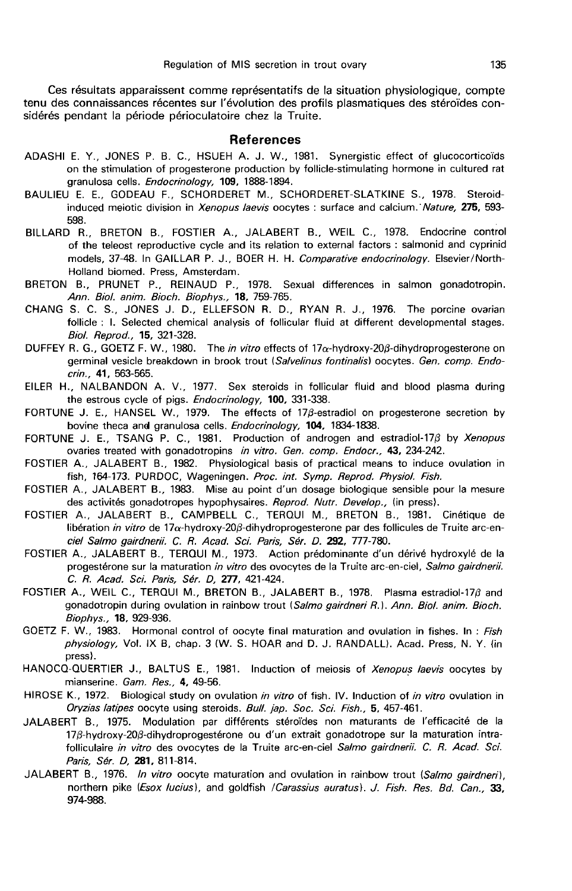Ces résultats apparaissent comme représentatifs de la situation physiologique, compte tenu des connaissances récentes sur l'évolution des profils plasmatiques des stéroïdes considérés pendant la période périoculatoire chez la Truite.

## References

ADASHI E. Y., JONES P. B. C., HSUEH A. J. W., 1981. Synergistic effect of glucocorticoïds on the stimulation of progesterone production by follicle-stimulating hormone in cultured rat granulosa cells. *Endocrinology,* **109,** 1888-1894.

BAULIEU E. E., GODEAU F., SCHORDERET M., SCHORDERET-SLATKINE S., 1978. Steroid-induced meiotic division in *Xenopus laevis* oocytes : surface and calcium. *Nature,* **275,** 593-598.

BILLARD R., BRETON B., FOSTIER A., JALABERT B., WEIL C., 1978. Endocrine control of the teleost reproductive cycle and its relation to external factors : salmonid and cyprinid models, 37-48. In GAILLAR P. J., BOER H. H. *Comparative endocrinology.* Elsevier/North-Holland biomed. Press, Amsterdam.

BRETON B., PRUNET P., REINAUD P., 1978. Sexual differences in salmon gonadotropin. *Ann. Biol. anim. Bioch. Biophys.,* **18,** 759-765.

CHANG S. C. S., JONES J. D., ELLEFSON R. D., RYAN R. J., 1976. The porcine ovarian follicle : I. Selected chemical analysis of follicular fluid at different developmental stages. *Biol. Reprod.,* **15,** 321-328.

DUFFEY R. G., GOETZ F. W., 1980. The *in vitro* effects of 17α-hydroxy-20β-dihydroprogesterone on germinal vesicle breakdown in brook trout (*Salvelinus fontinalis*) oocytes. *Gen. comp. Endocrin.,* **41,** 563-565.

EILER H., NALBANDON A. V., 1977. Sex steroids in follicular fluid and blood plasma during the estrous cycle of pigs. *Endocrinology,* **100,** 331-338.

FORTUNE J. E., HANSEL W., 1979. The effects of 17β-estradiol on progesterone secretion by bovine theca and granulosa cells. *Endocrinology,* **104,** 1834-1838.

FORTUNE J. E., TSANG P. C., 1981. Production of androgen and estradiol-17β by *Xenopus* ovaries treated with gonadotropins *in vitro. Gen. comp. Endocr.,* **43,** 234-242.

FOSTIER A., JALABERT B., 1982. Physiological basis of practical means to induce ovulation in fish, 164-173. PURDOC, Wageningen. *Proc. int. Symp. Reprod. Physiol. Fish.*

FOSTIER A., JALABERT B., 1983. Mise au point d'un dosage biologique sensible pour la mesure des activités gonadotropes hypophysaires. *Reprod. Nutr. Develop.,* (in press).

FOSTIER A., JALABERT B., CAMPBELL C., TERQUI M., BRETON B., 1981. Cinétique de libération *in vitro* de 17α-hydroxy-20β-dihydroprogesterone par des follicules de Truite arc-en-ciel *Salmo gairdnerii. C. R. Acad. Sci. Paris, Sér. D.* **292,** 777-780.

FOSTIER A., JALABERT B., TERQUI M., 1973. Action prédominante d'un dérivé hydroxylé de la progestérone sur la maturation *in vitro* des ovocytes de la Truite arc-en-ciel, *Salmo gairdnerii. C. R. Acad. Sci. Paris, Sér. D,* **277,** 421-424.

FOSTIER A., WEIL C., TERQUI M., BRETON B., JALABERT B., 1978. Plasma estradiol-17β and gonadotropin during ovulation in rainbow trout (*Salmo gairdneri R.*). *Ann. Biol. anim. Bioch. Biophys.,* **18,** 929-936.

GOETZ F. W., 1983. Hormonal control of oocyte final maturation and ovulation in fishes. In : *Fish physiology,* Vol. IX B, chap. 3 (W. S. HOAR and D. J. RANDALL). Acad. Press, N. Y. (in press).

HANOCQ-QUERTIER J., BALTUS E., 1981. Induction of meiosis of *Xenopus laevis* oocytes by mianserine. *Gam. Res.,* **4,** 49-56.

HIROSE K., 1972. Biological study on ovulation *in vitro* of fish. IV. Induction of *in vitro* ovulation in *Oryzias latipes* oocyte using steroids. *Bull. jap. Soc. Sci. Fish.,* **5,** 457-461.

JALABERT B., 1975. Modulation par différents stéroïdes non maturants de l'efficacité de la 17β-hydroxy-20β-dihydroprogestérone ou d'un extrait gonadotrope sur la maturation intra-folliculaire *in vitro* des ovocytes de la Truite arc-en-ciel *Salmo gairdnerii. C. R. Acad. Sci. Paris, Sér. D,* **281,** 811-814.

JALABERT B., 1976. *In vitro* oocyte maturation and ovulation in rainbow trout (*Salmo gairdneri*), northern pike (*Esox lucius*), and goldfish (*Carassius auratus*). *J. Fish. Res. Bd. Can.,* **33,** 974-988.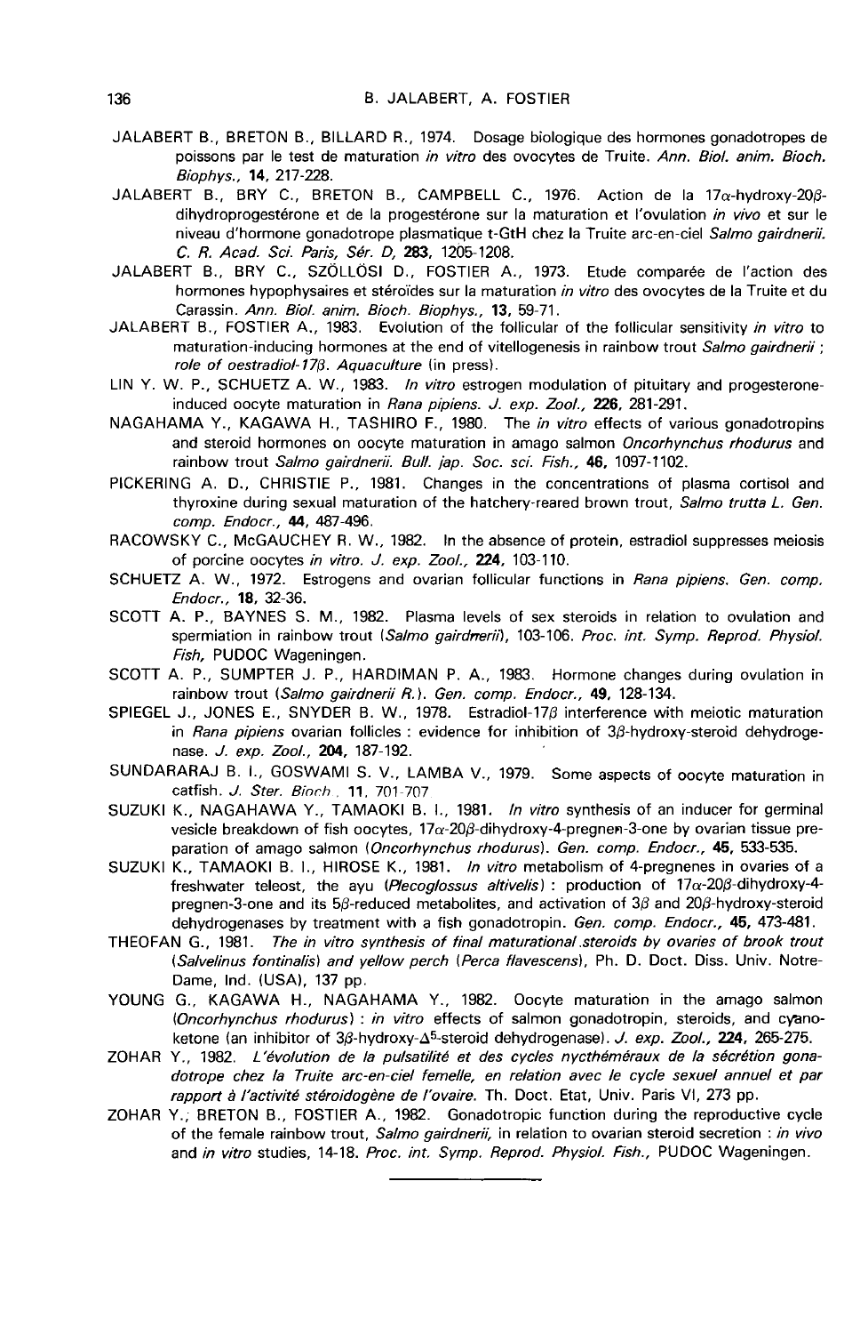JALABERT B., BRETON B., BILLARD R., 1974. Dosage biologique des hormones gonadotropes de poissons par le test de maturation *in vitro* des ovocytes de Truite. *Ann. Biol. anim. Bioch. Biophys.*, **14**, 217-228.

JALABERT B., BRY C., BRETON B., CAMPBELL C., 1976. Action de la 17α-hydroxy-20β-dihydroprogestérone et de la progestérone sur la maturation et l'ovulation *in vivo* et sur le niveau d'hormone gonadotrope plasmatique t-GtH chez la Truite arc-en-ciel *Salmo gairdnerii*. *C. R. Acad. Sci. Paris, Sér. D*, **283**, 1205-1208.

JALABERT B., BRY C., SZÖLLÖSI D., FOSTIER A., 1973. Etude comparée de l'action des hormones hypophysaires et stéroïdes sur la maturation *in vitro* des ovocytes de la Truite et du Carassin. *Ann. Biol. anim. Bioch. Biophys.*, **13**, 59-71.

JALABERT B., FOSTIER A., 1983. Evolution of the follicular of the follicular sensitivity *in vitro* to maturation-inducing hormones at the end of vitellogenesis in rainbow trout *Salmo gairdnerii* ; *role of oestradiol-17β*. *Aquaculture* (in press).

LIN Y. W. P., SCHUETZ A. W., 1983. *In vitro* estrogen modulation of pituitary and progesterone-induced oocyte maturation in *Rana pipiens*. *J. exp. Zool.*, **226**, 281-291.

NAGAHAMA Y., KAGAWA H., TASHIRO F., 1980. The *in vitro* effects of various gonadotropins and steroid hormones on oocyte maturation in amago salmon *Oncorhynchus rhodurus* and rainbow trout *Salmo gairdnerii*. *Bull. jap. Soc. sci. Fish.*, **46**, 1097-1102.

PICKERING A. D., CHRISTIE P., 1981. Changes in the concentrations of plasma cortisol and thyroxine during sexual maturation of the hatchery-reared brown trout, *Salmo trutta L. Gen. comp. Endocr.*, **44**, 487-496.

RACOWSKY C., McGAUCHEY R. W., 1982. In the absence of protein, estradiol suppresses meiosis of porcine oocytes *in vitro*. *J. exp. Zool.*, **224**, 103-110.

SCHUETZ A. W., 1972. Estrogens and ovarian follicular functions in *Rana pipiens*. *Gen. comp. Endocr.*, **18**, 32-36.

SCOTT A. P., BAYNES S. M., 1982. Plasma levels of sex steroids in relation to ovulation and spermiation in rainbow trout (*Salmo gairdnerii*), 103-106. *Proc. int. Symp. Reprod. Physiol. Fish*, PUDOC Wageningen.

SCOTT A. P., SUMPTER J. P., HARDIMAN P. A., 1983. Hormone changes during ovulation in rainbow trout (*Salmo gairdnerii R.*). *Gen. comp. Endocr.*, **49**, 128-134.

SPIEGEL J., JONES E., SNYDER B. W., 1978. Estradiol-17β interference with meiotic maturation in *Rana pipiens* ovarian follicles : evidence for inhibition of 3β-hydroxy-steroid dehydrogenase. *J. exp. Zool.*, **204**, 187-192.

SUNDARARAJ B. I., GOSWAMI S. V., LAMBA V., 1979. Some aspects of oocyte maturation in catfish. *J. Ster. Bioch.*, **11**, 701-707.

SUZUKI K., NAGAHAWA Y., TAMAOKI B. I., 1981. *In vitro* synthesis of an inducer for germinal vesicle breakdown of fish oocytes, 17α-20β-dihydroxy-4-pregnen-3-one by ovarian tissue preparation of amago salmon (*Oncorhynchus rhodurus*). *Gen. comp. Endocr.*, **45**, 533-535.

SUZUKI K., TAMAOKI B. I., HIROSE K., 1981. *In vitro* metabolism of 4-pregnenes in ovaries of a freshwater teleost, the ayu (*Plecoglossus altivelis*) : production of 17α-20β-dihydroxy-4-pregnen-3-one and its 5β-reduced metabolites, and activation of 3β and 20β-hydroxy-steroid dehydrogenases by treatment with a fish gonadotropin. *Gen. comp. Endocr.*, **45**, 473-481.

THEOFAN G., 1981. *The in vitro synthesis of final maturational steroids by ovaries of brook trout (Salvelinus fontinalis) and yellow perch (Perca flavescens)*, Ph. D. Doct. Diss. Univ. Notre-Dame, Ind. (USA), 137 pp.

YOUNG G., KAGAWA H., NAGAHAMA Y., 1982. Oocyte maturation in the amago salmon (*Oncorhynchus rhodurus*) : *in vitro* effects of salmon gonadotropin, steroids, and cyanoketone (an inhibitor of 3β-hydroxy-$\Delta^5$-steroid dehydrogenase). *J. exp. Zool.*, **224**, 265-275.

ZOHAR Y., 1982. *L'évolution de la pulsatilité et des cycles nycthéméraux de la sécrétion gonadotrope chez la Truite arc-en-ciel femelle, en relation avec le cycle sexuel annuel et par rapport à l'activité stéroïdogène de l'ovaire*. Th. Doct. Etat, Univ. Paris VI, 273 pp.

ZOHAR Y., BRETON B., FOSTIER A., 1982. Gonadotropic function during the reproductive cycle of the female rainbow trout, *Salmo gairdnerii*, in relation to ovarian steroid secretion : *in vivo* and *in vitro* studies, 14-18. *Proc. int. Symp. Reprod. Physiol. Fish.*, PUDOC Wageningen.